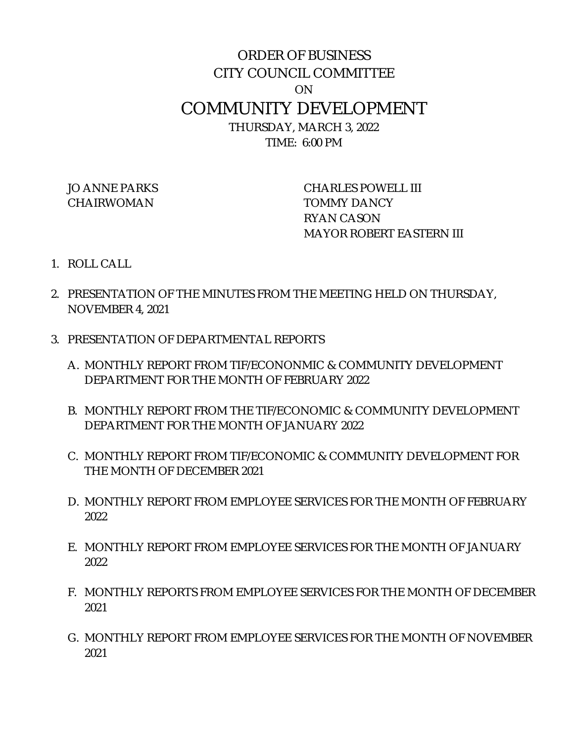# ORDER OF BUSINESS
# CITY COUNCIL COMMITTEE
# ON
# COMMUNITY DEVELOPMENT

THURSDAY, MARCH 3, 2022
TIME: 6:00 PM

JO ANNE PARKS
CHAIRWOMAN

CHARLES POWELL III
TOMMY DANCY
RYAN CASON
MAYOR ROBERT EASTERN III

1. ROLL CALL

2. PRESENTATION OF THE MINUTES FROM THE MEETING HELD ON THURSDAY, NOVEMBER 4, 2021

3. PRESENTATION OF DEPARTMENTAL REPORTS

   A. MONTHLY REPORT FROM TIF/ECONONMIC & COMMUNITY DEVELOPMENT DEPARTMENT FOR THE MONTH OF FEBRUARY 2022

   B. MONTHLY REPORT FROM THE TIF/ECONOMIC & COMMUNITY DEVELOPMENT DEPARTMENT FOR THE MONTH OF JANUARY 2022

   C. MONTHLY REPORT FROM TIF/ECONOMIC & COMMUNITY DEVELOPMENT FOR THE MONTH OF DECEMBER 2021

   D. MONTHLY REPORT FROM EMPLOYEE SERVICES FOR THE MONTH OF FEBRUARY 2022

   E. MONTHLY REPORT FROM EMPLOYEE SERVICES FOR THE MONTH OF JANUARY 2022

   F. MONTHLY REPORTS FROM EMPLOYEE SERVICES FOR THE MONTH OF DECEMBER 2021

   G. MONTHLY REPORT FROM EMPLOYEE SERVICES FOR THE MONTH OF NOVEMBER 2021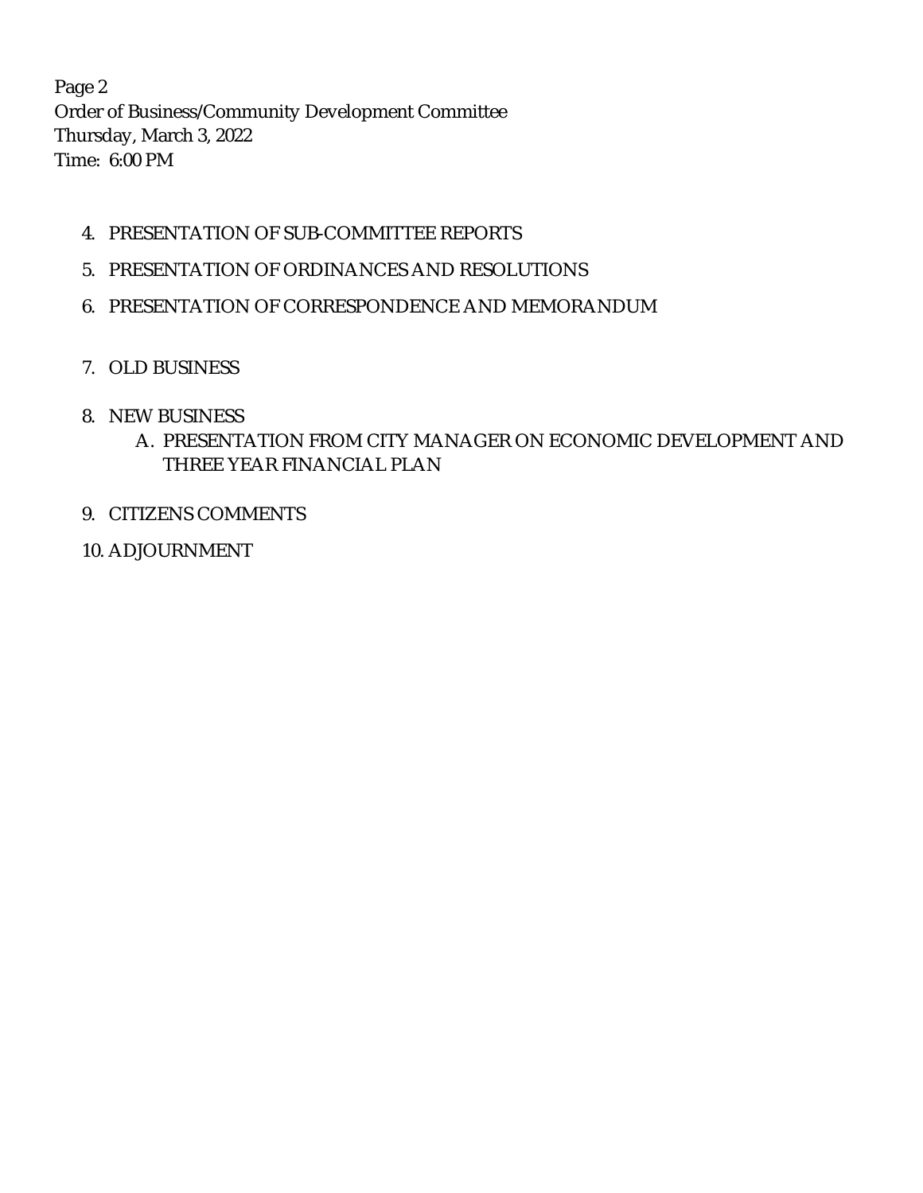4. PRESENTATION OF SUB-COMMITTEE REPORTS
5. PRESENTATION OF ORDINANCES AND RESOLUTIONS
6. PRESENTATION OF CORRESPONDENCE AND MEMORANDUM
7. OLD BUSINESS
8. NEW BUSINESS
   A. PRESENTATION FROM CITY MANAGER ON ECONOMIC DEVELOPMENT AND THREE YEAR FINANCIAL PLAN
9. CITIZENS COMMENTS
10. ADJOURNMENT